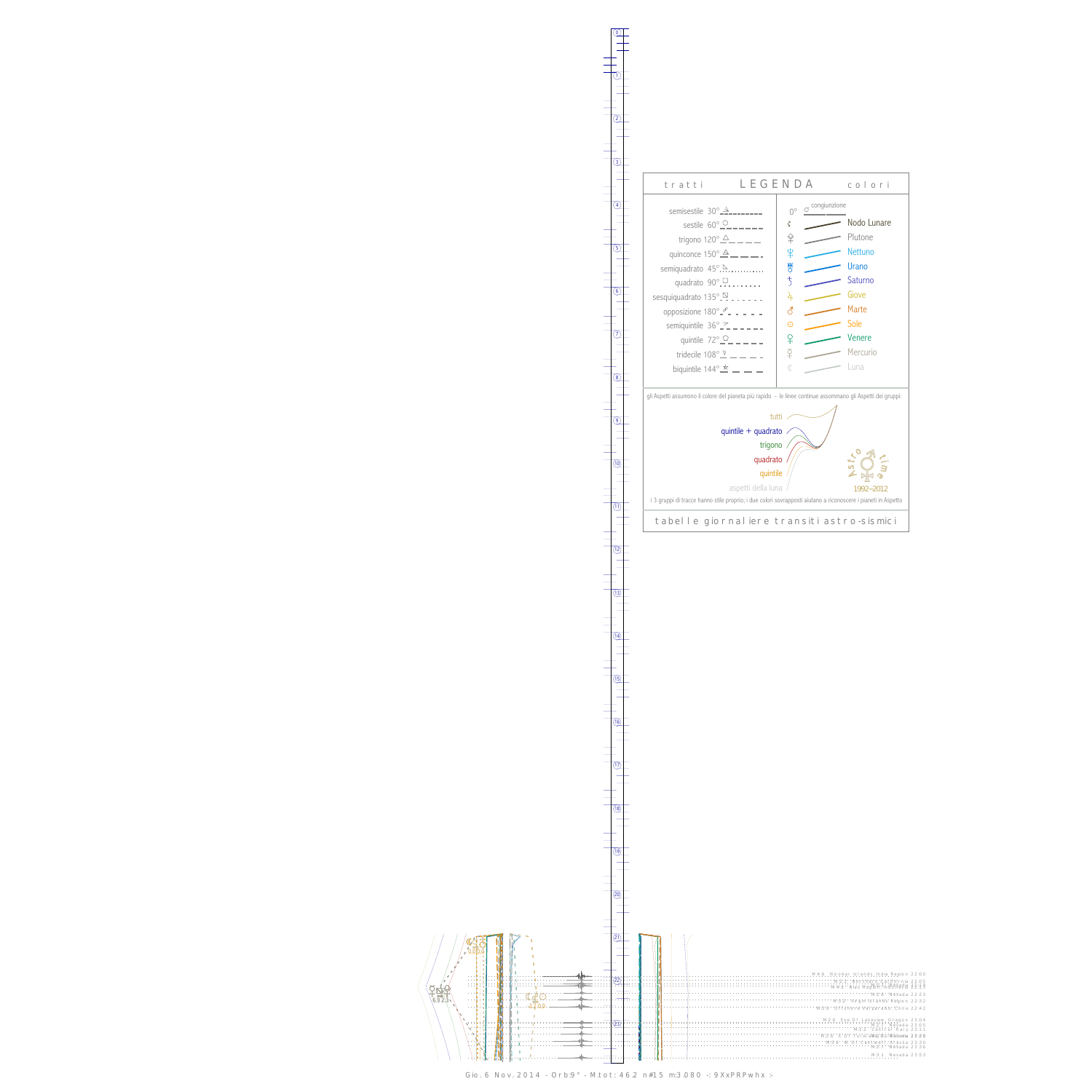## tratti LEGENDA colori

| tratti | | colori | |
|---|---|---|---|
| semisestile 30° | | 0° congiunzione | |
| sestile 60° | | ☊ | Nodo Lunare |
| trigono 120° | | ♇ | Plutone |
| quinconce 150° | | ♆ | Nettuno |
| semiquadrato 45° | | ♅ | Urano |
| quadrato 90° | | ♄ | Saturno |
| sesquiquadrato 135° | | ♃ | Giove |
| opposizione 180° | | ♂ | Marte |
| semiquintile 36° | | ☉ | Sole |
| quintile 72° | | ♀ | Venere |
| tridecile 108° | | ☿ | Mercurio |
| biquintile 144° | | ☾ | Luna |

gli Aspetti assumono il colore del pianeta più rapido - le linee continue assommano gli Aspetti dei gruppi:

- tutti
- quintile + quadrato
- trigono
- quadrato
- quintile
- aspetti della luna

Astro time 1992–2012

i 3 gruppi di tracce hanno stile proprio; i due colori sovrapposti aiutano a riconoscere i pianeti in Aspetto

tabelle giornaliere transiti astro-sismici

M4.6 Nicobar Islands, India Region 22:00
M2.6 Nevada 22:05
M4.1 Nevada 22:15
M2.8 Nevada 22:23
M3.2 Virgin Islands Region 22:32
M3.3 Offshore Valparaiso, Chile 22:42
M2.6 Sea Of Japan, Oregon 23:04
M2.3 Nevada 23:05
M2.2 Central Italy 23:11
M2.6 Nevada 23:20
M2.6 N. Of Southern Alaska 23:30
M2.1 Nevada 23:36
M3.1 Nevada 23:53

Gio. 6 Nov. 2014 - Orb:9° - M.tot: 46.2 n#15 m:3.080 -: 9XxPRPwhx :-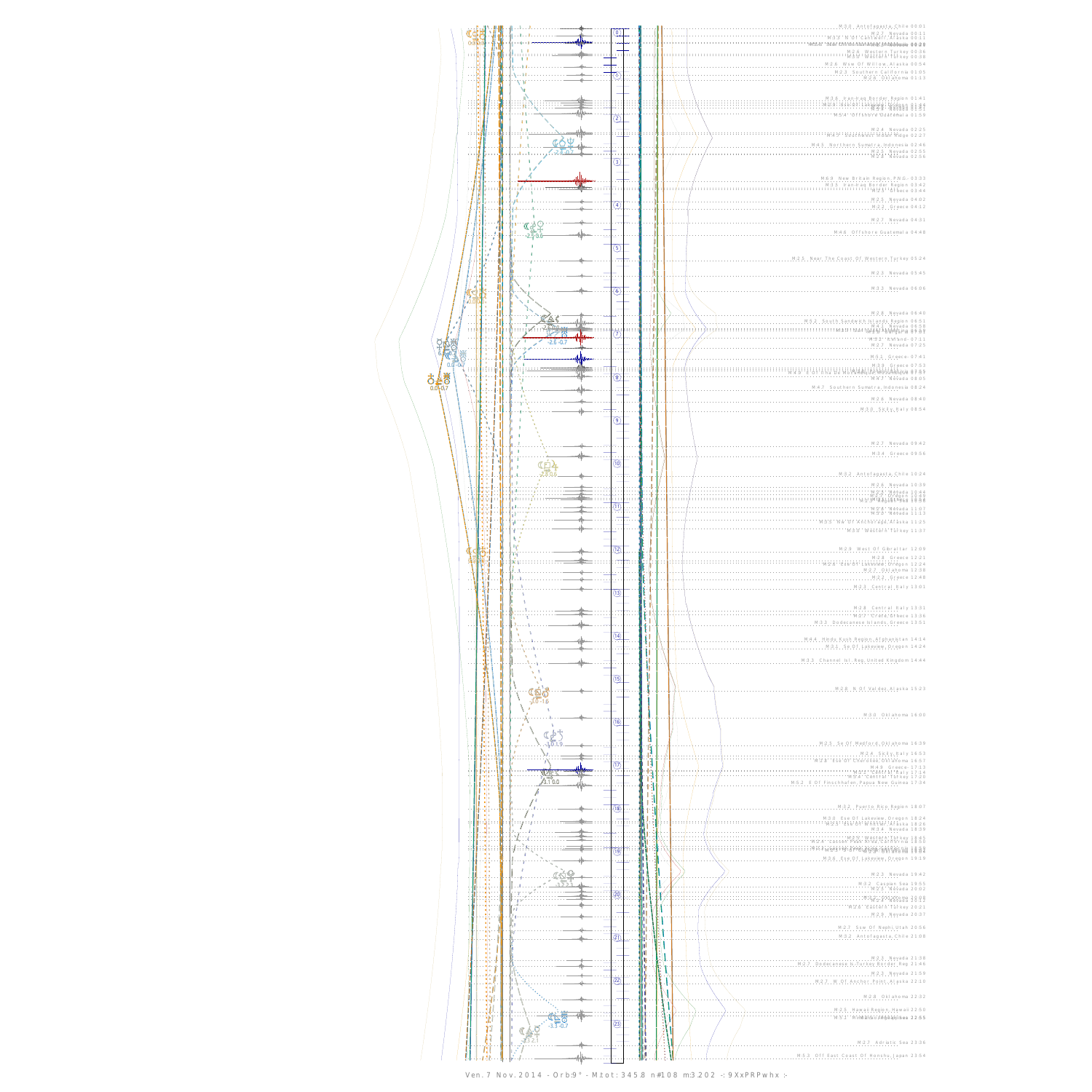M 3.0 Antofagasta, Chile 00:01
M 2.7 Nevada 00:11
M 3.3 N Of Cantwell, Alaska 00:11
M 2.6 Western Turkey 00:36
M 3.0 Western Turkey 00:38
M 2.6 Wsw Of Willow, Alaska 00:54
M 2.3 Southern California 01:05
M 2.5 Oklahoma 01:13
M 3.6 Iran-Iraq Border Region 01:41
M 5.4 Offshore Guatemala 01:59
M 2.4 Nevada 02:25
M 4.5 Northern Sumatra, Indonesia 02:46
M 2.3 Nevada 02:55
M 2.5 Nevada 02:56
M 6.9 New Britain Region, P.N.G. 03:33
M 3.5 Iran-Iraq Border Region 03:42
M 2.5 Nevada 04:02
M 3.2 Greece 04:12
M 2.7 Nevada 04:31
M 4.6 Offshore Guatemala 04:48
M 3.5 Near The Coast Of Western Turkey 05:24
M 2.3 Nevada 05:45
M 3.3 Nevada 06:06
M 2.8 Nevada 06:40
M 5.2 South Sandwich Islands Region 06:51
M 3.1 Nevada 06:58
M 2.7 Nevada 07:25
M 3.1 Greece 07:41
M 3.9 Greece 07:53
M 4.7 Nevada 08:05
M 4.7 Southern Sumatra, Indonesia 08:24
M 2.6 Nevada 08:40
M 3.0 Sicily, Italy 08:54
M 2.7 Nevada 09:42
M 3.4 Greece 09:56
M 3.2 Antofagasta, Chile 10:24
M 2.6 Nevada 10:39
M 2.8 Nevada 11:07
M 3.0 Nevada 11:13
M 3.5 Nw Of Anchorage, Alaska 11:25
M 3.0 Western Turkey 11:37
M 2.9 West Of Gibraltar 12:09
M 2.8 Greece 12:21
M 2.6 Ese Of Lakeview, Oregon 12:24
M 2.7 Oklahoma 12:38
M 3.2 Greece 12:48
M 3.3 Central Italy 13:01
M 2.8 Central Italy 13:31
M 2.7 Crete, Greece 13:36
M 3.3 Dodecanese Islands, Greece 13:51
M 4.4 Hindu Kush Region, Afghanistan 14:14
M 3.6 Se Of Lakeview, Oregon 14:24
M 3.3 Channel Isl. Reg. United Kingdom 14:44
M 2.8 N Of Valdez, Alaska 15:23
M 3.0 Oklahoma 16:00
M 2.3 Se Of Medford, Oklahoma 16:39
M 2.4 Sicily, Italy 16:53
M 2.6 Ese Of Cherokee, Oklahoma 16:57
M 4.0 Greece 17:13
M 3.4 Central Turkey 17:20
M 5.2 E Of Finschhafen, Papua New Guinea 17:34
M 3.2 Puerto Rico Region 18:07
M 3.0 Ese Of Lakeview, Oregon 18:24
M 3.4 Nevada 18:39
M 3.0 Ese Of Lakeview, Oregon 19:19
M 2.3 Nevada 19:42
M 3.2 Caspian Sea 19:55
M 2.3 Nevada 20:02
M 2.6 Eastern Turkey 20:21
M 2.8 Nevada 20:37
M 2.7 Ssw Of Nephi, Utah 20:56
M 3.2 Antofagasta, Chile 21:08
M 2.3 Nevada 21:38
M 2.7 Dodecanese Is.-Turkey Border Reg. 21:46
M 2.3 Nevada 21:59
M 2.7 W Of Anchor Point, Alaska 22:10
M 2.8 Oklahoma 22:32
M 2.5 Hawaii Region, Hawaii 22:50
M 2.7 Adriatic Sea 23:36
M 5.3 Off East Coast Of Honshu, Japan 23:54

Ven. 7 Nov. 2014 - Orb:9° - M.tot: 345.8 n#108 m:3.202 -: 9XxPRPwhx :-